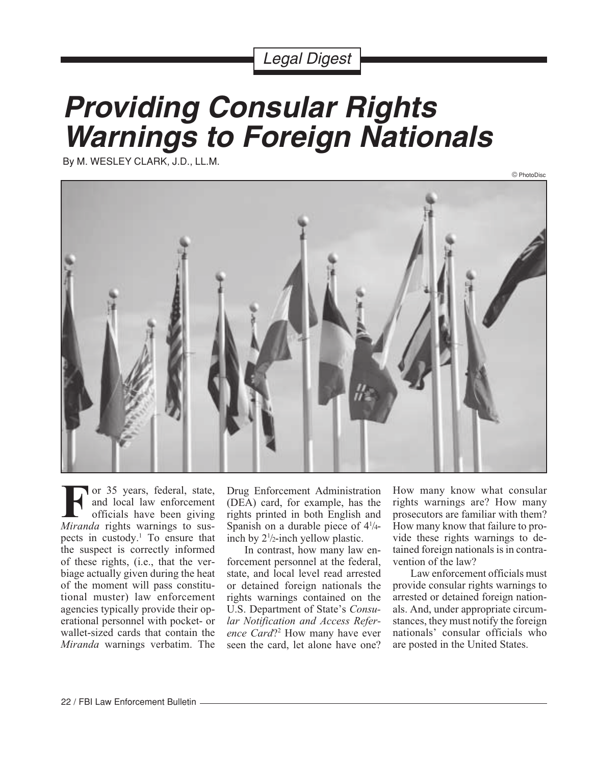Legal Digest

# Providing Consular Rights Warnings to Foreign Nationals

By M. WESLEY CLARK, J.D., LL.M.

© PhotoDisc

For 35 years, federal, state, and local law enforcement officials have been giving *Miranda* rights warnings to suspects in custody.[1] To ensure that the suspect is correctly informed of these rights, (i.e., that the verbiage actually given during the heat of the moment will pass constitutional muster) law enforcement agencies typically provide their operational personnel with pocket- or wallet-sized cards that contain the *Miranda* warnings verbatim. The Drug Enforcement Administration (DEA) card, for example, has the rights printed in both English and Spanish on a durable piece of 4¼-inch by 2½-inch yellow plastic.

In contrast, how many law enforcement personnel at the federal, state, and local level read arrested or detained foreign nationals the rights warnings contained on the U.S. Department of State's *Consular Notification and Access Reference Card*?[2] How many have ever seen the card, let alone have one? How many know what consular rights warnings are? How many prosecutors are familiar with them? How many know that failure to provide these rights warnings to detained foreign nationals is in contravention of the law?

Law enforcement officials must provide consular rights warnings to arrested or detained foreign nationals. And, under appropriate circumstances, they must notify the foreign nationals' consular officials who are posted in the United States.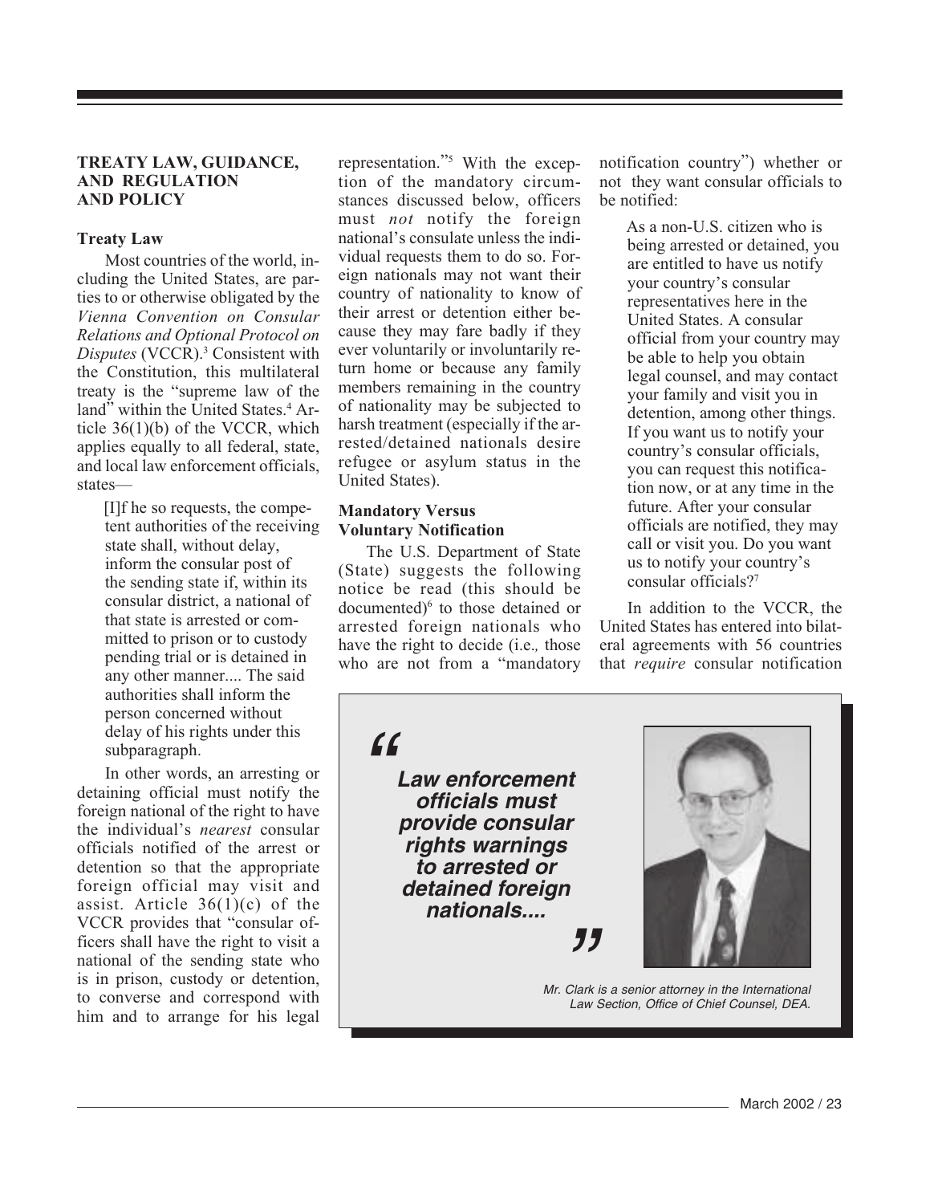## TREATY LAW, GUIDANCE, AND REGULATION AND POLICY

### Treaty Law

Most countries of the world, including the United States, are parties to or otherwise obligated by the *Vienna Convention on Consular Relations and Optional Protocol on Disputes* (VCCR).[3] Consistent with the Constitution, this multilateral treaty is the "supreme law of the land" within the United States.[4] Article 36(1)(b) of the VCCR, which applies equally to all federal, state, and local law enforcement officials, states—

> [I]f he so requests, the competent authorities of the receiving state shall, without delay, inform the consular post of the sending state if, within its consular district, a national of that state is arrested or committed to prison or to custody pending trial or is detained in any other manner.... The said authorities shall inform the person concerned without delay of his rights under this subparagraph.

In other words, an arresting or detaining official must notify the foreign national of the right to have the individual's *nearest* consular officials notified of the arrest or detention so that the appropriate foreign official may visit and assist. Article 36(1)(c) of the VCCR provides that "consular officers shall have the right to visit a national of the sending state who is in prison, custody or detention, to converse and correspond with him and to arrange for his legal representation."[5] With the exception of the mandatory circumstances discussed below, officers must *not* notify the foreign national's consulate unless the individual requests them to do so. Foreign nationals may not want their country of nationality to know of their arrest or detention either because they may fare badly if they ever voluntarily or involuntarily return home or because any family members remaining in the country of nationality may be subjected to harsh treatment (especially if the arrested/detained nationals desire refugee or asylum status in the United States).

### Mandatory Versus Voluntary Notification

The U.S. Department of State (State) suggests the following notice be read (this should be documented)[6] to those detained or arrested foreign nationals who have the right to decide (i.e., those who are not from a "mandatory notification country") whether or not they want consular officials to be notified:

> As a non-U.S. citizen who is being arrested or detained, you are entitled to have us notify your country's consular representatives here in the United States. A consular official from your country may be able to help you obtain legal counsel, and may contact your family and visit you in detention, among other things. If you want us to notify your country's consular officials, you can request this notification now, or at any time in the future. After your consular officials are notified, they may call or visit you. Do you want us to notify your country's consular officials?[7]

In addition to the VCCR, the United States has entered into bilateral agreements with 56 countries that *require* consular notification

> "*Law enforcement officials must provide consular rights warnings to arrested or detained foreign nationals....*"

*Mr. Clark is a senior attorney in the International Law Section, Office of Chief Counsel, DEA.*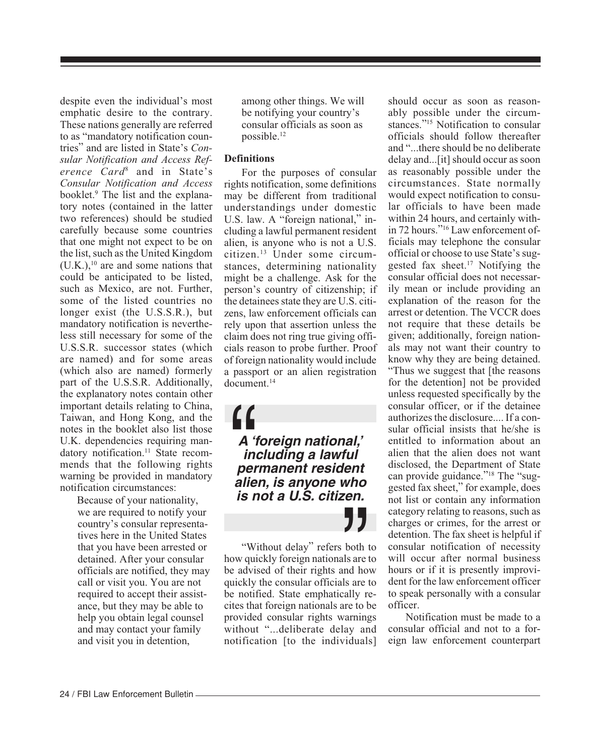despite even the individual's most emphatic desire to the contrary. These nations generally are referred to as "mandatory notification countries" and are listed in State's *Consular Notification and Access Reference Card*[8] and in State's *Consular Notification and Access* booklet.[9] The list and the explanatory notes (contained in the latter two references) should be studied carefully because some countries that one might not expect to be on the list, such as the United Kingdom (U.K.),[10] are and some nations that could be anticipated to be listed, such as Mexico, are not. Further, some of the listed countries no longer exist (the U.S.S.R.), but mandatory notification is nevertheless still necessary for some of the U.S.S.R. successor states (which are named) and for some areas (which also are named) formerly part of the U.S.S.R. Additionally, the explanatory notes contain other important details relating to China, Taiwan, and Hong Kong, and the notes in the booklet also list those U.K. dependencies requiring mandatory notification.[11] State recommends that the following rights warning be provided in mandatory notification circumstances:

> Because of your nationality, we are required to notify your country's consular representatives here in the United States that you have been arrested or detained. After your consular officials are notified, they may call or visit you. You are not required to accept their assistance, but they may be able to help you obtain legal counsel and may contact your family and visit you in detention, among other things. We will be notifying your country's consular officials as soon as possible.[12]

### Definitions

For the purposes of consular rights notification, some definitions may be different from traditional understandings under domestic U.S. law. A "foreign national," including a lawful permanent resident alien, is anyone who is not a U.S. citizen.[13] Under some circumstances, determining nationality might be a challenge. Ask for the person's country of citizenship; if the detainees state they are U.S. citizens, law enforcement officials can rely upon that assertion unless the claim does not ring true giving officials reason to probe further. Proof of foreign nationality would include a passport or an alien registration document.[14]

> ***"A 'foreign national,' including a lawful permanent resident alien, is anyone who is not a U.S. citizen."***

"Without delay" refers both to how quickly foreign nationals are to be advised of their rights and how quickly the consular officials are to be notified. State emphatically recites that foreign nationals are to be provided consular rights warnings without "...deliberate delay and notification [to the individuals] should occur as soon as reasonably possible under the circumstances."[15] Notification to consular officials should follow thereafter and "...there should be no deliberate delay and...[it] should occur as soon as reasonably possible under the circumstances. State normally would expect notification to consular officials to have been made within 24 hours, and certainly within 72 hours."[16] Law enforcement officials may telephone the consular official or choose to use State's suggested fax sheet.[17] Notifying the consular official does not necessarily mean or include providing an explanation of the reason for the arrest or detention. The VCCR does not require that these details be given; additionally, foreign nationals may not want their country to know why they are being detained. "Thus we suggest that [the reasons for the detention] not be provided unless requested specifically by the consular officer, or if the detainee authorizes the disclosure.... If a consular official insists that he/she is entitled to information about an alien that the alien does not want disclosed, the Department of State can provide guidance."[18] The "suggested fax sheet," for example, does not list or contain any information category relating to reasons, such as charges or crimes, for the arrest or detention. The fax sheet is helpful if consular notification of necessity will occur after normal business hours or if it is presently improvident for the law enforcement officer to speak personally with a consular officer.

Notification must be made to a consular official and not to a foreign law enforcement counterpart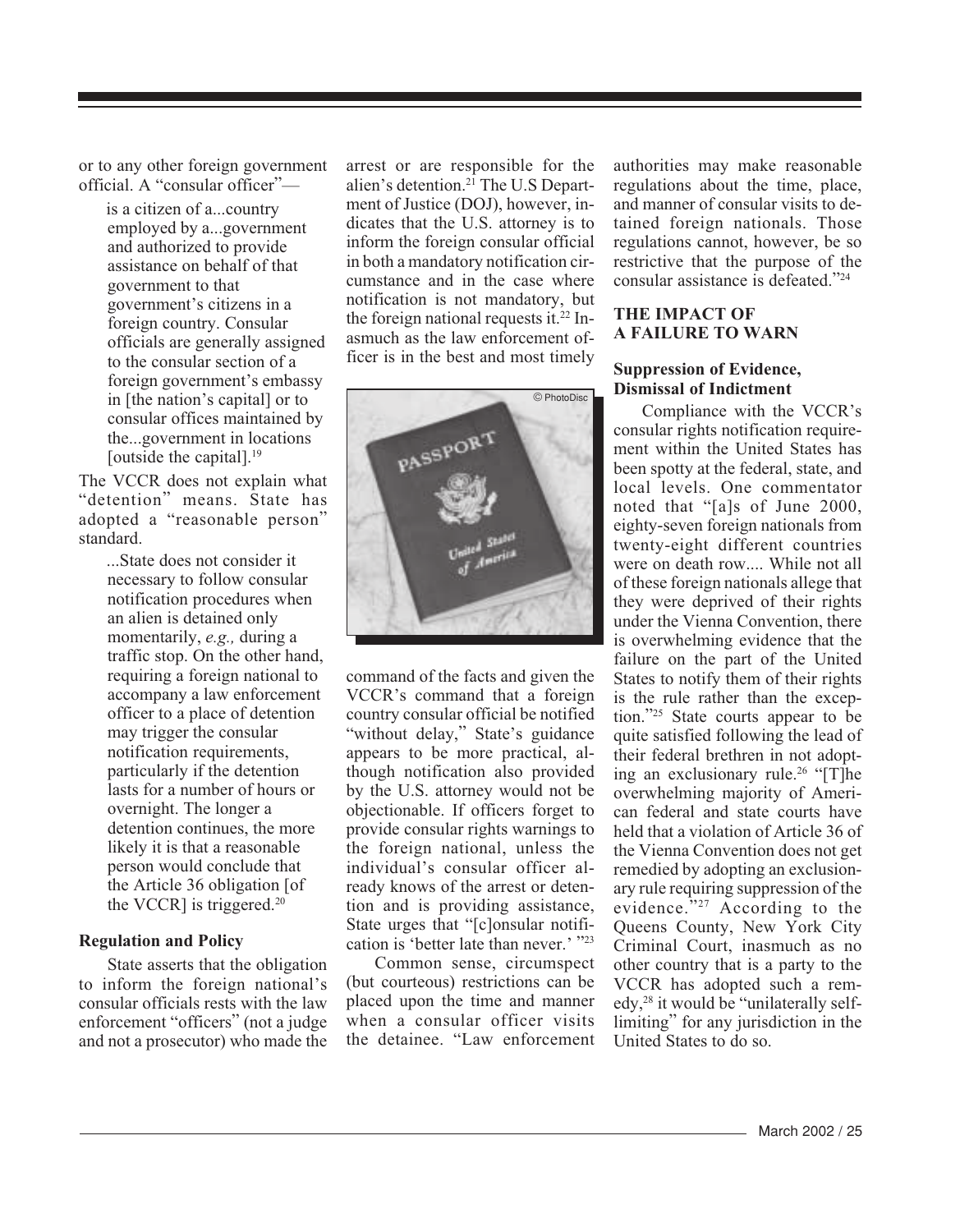or to any other foreign government official. A "consular officer"—

> is a citizen of a...country employed by a...government and authorized to provide assistance on behalf of that government to that government's citizens in a foreign country. Consular officials are generally assigned to the consular section of a foreign government's embassy in [the nation's capital] or to consular offices maintained by the...government in locations [outside the capital].[19]

The VCCR does not explain what "detention" means. State has adopted a "reasonable person" standard.

> ...State does not consider it necessary to follow consular notification procedures when an alien is detained only momentarily, *e.g.,* during a traffic stop. On the other hand, requiring a foreign national to accompany a law enforcement officer to a place of detention may trigger the consular notification requirements, particularly if the detention lasts for a number of hours or overnight. The longer a detention continues, the more likely it is that a reasonable person would conclude that the Article 36 obligation [of the VCCR] is triggered.[20]

### Regulation and Policy

State asserts that the obligation to inform the foreign national's consular officials rests with the law enforcement "officers" (not a judge and not a prosecutor) who made the arrest or are responsible for the alien's detention.[21] The U.S Department of Justice (DOJ), however, indicates that the U.S. attorney is to inform the foreign consular official in both a mandatory notification circumstance and in the case where notification is not mandatory, but the foreign national requests it.[22] Inasmuch as the law enforcement officer is in the best and most timely command of the facts and given the VCCR's command that a foreign country consular official be notified "without delay," State's guidance appears to be more practical, although notification also provided by the U.S. attorney would not be objectionable. If officers forget to provide consular rights warnings to the foreign national, unless the individual's consular officer already knows of the arrest or detention and is providing assistance, State urges that "[c]onsular notification is 'better late than never.' "[23]

Common sense, circumspect (but courteous) restrictions can be placed upon the time and manner when a consular officer visits the detainee. "Law enforcement authorities may make reasonable regulations about the time, place, and manner of consular visits to detained foreign nationals. Those regulations cannot, however, be so restrictive that the purpose of the consular assistance is defeated."[24]

## THE IMPACT OF A FAILURE TO WARN

### Suppression of Evidence, Dismissal of Indictment

Compliance with the VCCR's consular rights notification requirement within the United States has been spotty at the federal, state, and local levels. One commentator noted that "[a]s of June 2000, eighty-seven foreign nationals from twenty-eight different countries were on death row.... While not all of these foreign nationals allege that they were deprived of their rights under the Vienna Convention, there is overwhelming evidence that the failure on the part of the United States to notify them of their rights is the rule rather than the exception."[25] State courts appear to be quite satisfied following the lead of their federal brethren in not adopting an exclusionary rule.[26] "[T]he overwhelming majority of American federal and state courts have held that a violation of Article 36 of the Vienna Convention does not get remedied by adopting an exclusionary rule requiring suppression of the evidence."[27] According to the Queens County, New York City Criminal Court, inasmuch as no other country that is a party to the VCCR has adopted such a remedy,[28] it would be "unilaterally self-limiting" for any jurisdiction in the United States to do so.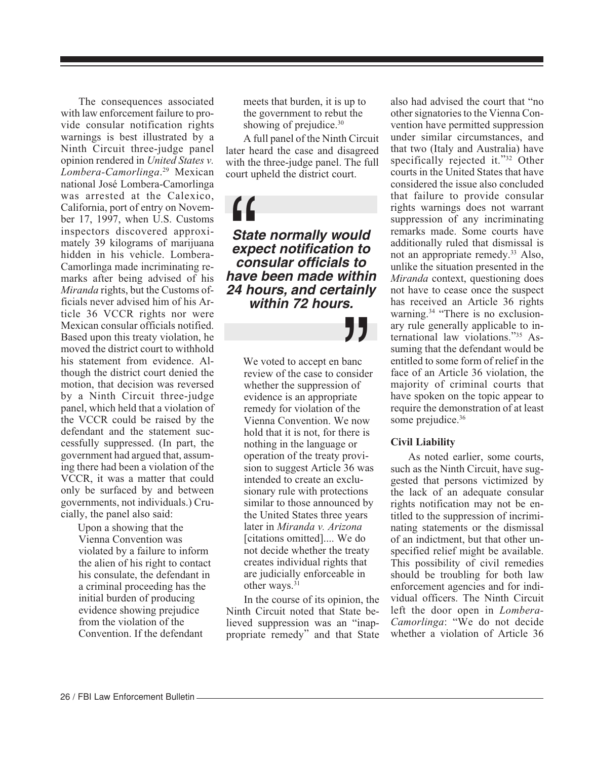The consequences associated with law enforcement failure to provide consular notification rights warnings is best illustrated by a Ninth Circuit three-judge panel opinion rendered in *United States v. Lombera-Camorlinga*.[29] Mexican national José Lombera-Camorlinga was arrested at the Calexico, California, port of entry on November 17, 1997, when U.S. Customs inspectors discovered approximately 39 kilograms of marijuana hidden in his vehicle. Lombera-Camorlinga made incriminating remarks after being advised of his *Miranda* rights, but the Customs officials never advised him of his Article 36 VCCR rights nor were Mexican consular officials notified. Based upon this treaty violation, he moved the district court to withhold his statement from evidence. Although the district court denied the motion, that decision was reversed by a Ninth Circuit three-judge panel, which held that a violation of the VCCR could be raised by the defendant and the statement successfully suppressed. (In part, the government had argued that, assuming there had been a violation of the VCCR, it was a matter that could only be surfaced by and between governments, not individuals.) Crucially, the panel also said:

> Upon a showing that the Vienna Convention was violated by a failure to inform the alien of his right to contact his consulate, the defendant in a criminal proceeding has the initial burden of producing evidence showing prejudice from the violation of the Convention. If the defendant meets that burden, it is up to the government to rebut the showing of prejudice.[30]

A full panel of the Ninth Circuit later heard the case and disagreed with the three-judge panel. The full court upheld the district court.

> ***"State normally would expect notification to consular officials to have been made within 24 hours, and certainly within 72 hours."***

> We voted to accept en banc review of the case to consider whether the suppression of evidence is an appropriate remedy for violation of the Vienna Convention. We now hold that it is not, for there is nothing in the language or operation of the treaty provision to suggest Article 36 was intended to create an exclusionary rule with protections similar to those announced by the United States three years later in *Miranda v. Arizona* [citations omitted].... We do not decide whether the treaty creates individual rights that are judicially enforceable in other ways.[31]

In the course of its opinion, the Ninth Circuit noted that State believed suppression was an "inappropriate remedy" and that State also had advised the court that "no other signatories to the Vienna Convention have permitted suppression under similar circumstances, and that two (Italy and Australia) have specifically rejected it."[32] Other courts in the United States that have considered the issue also concluded that failure to provide consular rights warnings does not warrant suppression of any incriminating remarks made. Some courts have additionally ruled that dismissal is not an appropriate remedy.[33] Also, unlike the situation presented in the *Miranda* context, questioning does not have to cease once the suspect has received an Article 36 rights warning.[34] "There is no exclusionary rule generally applicable to international law violations."[35] Assuming that the defendant would be entitled to some form of relief in the face of an Article 36 violation, the majority of criminal courts that have spoken on the topic appear to require the demonstration of at least some prejudice.[36]

### Civil Liability

As noted earlier, some courts, such as the Ninth Circuit, have suggested that persons victimized by the lack of an adequate consular rights notification may not be entitled to the suppression of incriminating statements or the dismissal of an indictment, but that other unspecified relief might be available. This possibility of civil remedies should be troubling for both law enforcement agencies and for individual officers. The Ninth Circuit left the door open in *Lombera-Camorlinga*: "We do not decide whether a violation of Article 36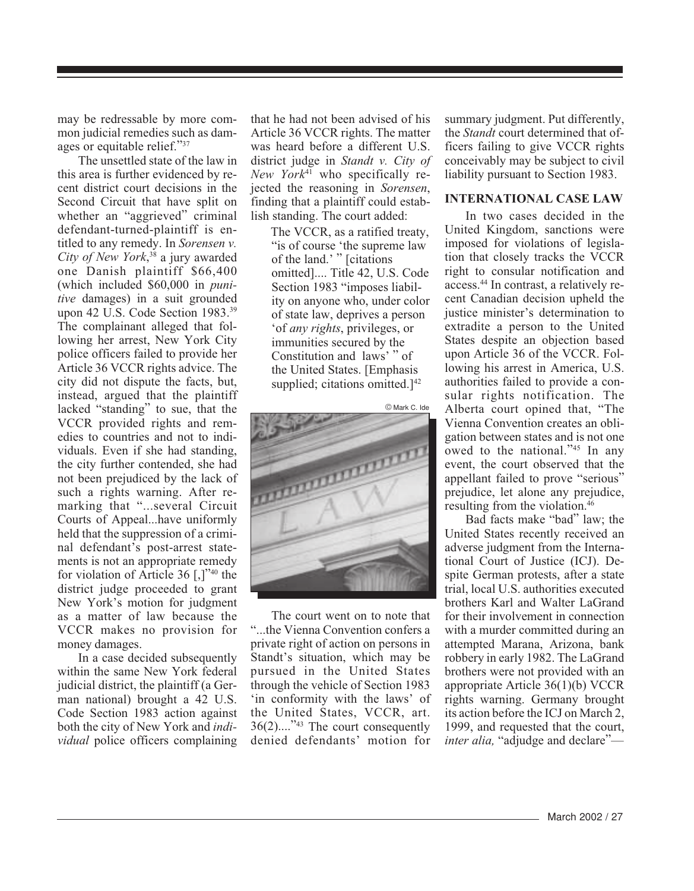may be redressable by more common judicial remedies such as damages or equitable relief."[37]

The unsettled state of the law in this area is further evidenced by recent district court decisions in the Second Circuit that have split on whether an "aggrieved" criminal defendant-turned-plaintiff is entitled to any remedy. In *Sorensen v. City of New York*,[38] a jury awarded one Danish plaintiff $66,400 (which included $60,000 in *punitive* damages) in a suit grounded upon 42 U.S. Code Section 1983.[39] The complainant alleged that following her arrest, New York City police officers failed to provide her Article 36 VCCR rights advice. The city did not dispute the facts, but, instead, argued that the plaintiff lacked "standing" to sue, that the VCCR provided rights and remedies to countries and not to individuals. Even if she had standing, the city further contended, she had not been prejudiced by the lack of such a rights warning. After remarking that "...several Circuit Courts of Appeal...have uniformly held that the suppression of a criminal defendant's post-arrest statements is not an appropriate remedy for violation of Article 36 [,]"[40] the district judge proceeded to grant New York's motion for judgment as a matter of law because the VCCR makes no provision for money damages.

In a case decided subsequently within the same New York federal judicial district, the plaintiff (a German national) brought a 42 U.S. Code Section 1983 action against both the city of New York and *individual* police officers complaining that he had not been advised of his Article 36 VCCR rights. The matter was heard before a different U.S. district judge in *Standt v. City of New York*[41] who specifically rejected the reasoning in *Sorensen*, finding that a plaintiff could establish standing. The court added:

> The VCCR, as a ratified treaty, "is of course 'the supreme law of the land.' " [citations omitted].... Title 42, U.S. Code Section 1983 "imposes liability on anyone who, under color of state law, deprives a person 'of *any rights*, privileges, or immunities secured by the Constitution and laws' " of the United States. [Emphasis supplied; citations omitted.][42]

© Mark C. Ide

The court went on to note that "...the Vienna Convention confers a private right of action on persons in Standt's situation, which may be pursued in the United States through the vehicle of Section 1983 'in conformity with the laws' of the United States, VCCR, art. 36(2)...."[43] The court consequently denied defendants' motion for summary judgment. Put differently, the *Standt* court determined that officers failing to give VCCR rights conceivably may be subject to civil liability pursuant to Section 1983.

## INTERNATIONAL CASE LAW

In two cases decided in the United Kingdom, sanctions were imposed for violations of legislation that closely tracks the VCCR right to consular notification and access.[44] In contrast, a relatively recent Canadian decision upheld the justice minister's determination to extradite a person to the United States despite an objection based upon Article 36 of the VCCR. Following his arrest in America, U.S. authorities failed to provide a consular rights notification. The Alberta court opined that, "The Vienna Convention creates an obligation between states and is not one owed to the national."[45] In any event, the court observed that the appellant failed to prove "serious" prejudice, let alone any prejudice, resulting from the violation.[46]

Bad facts make "bad" law; the United States recently received an adverse judgment from the International Court of Justice (ICJ). Despite German protests, after a state trial, local U.S. authorities executed brothers Karl and Walter LaGrand for their involvement in connection with a murder committed during an attempted Marana, Arizona, bank robbery in early 1982. The LaGrand brothers were not provided with an appropriate Article 36(1)(b) VCCR rights warning. Germany brought its action before the ICJ on March 2, 1999, and requested that the court, *inter alia,* "adjudge and declare"—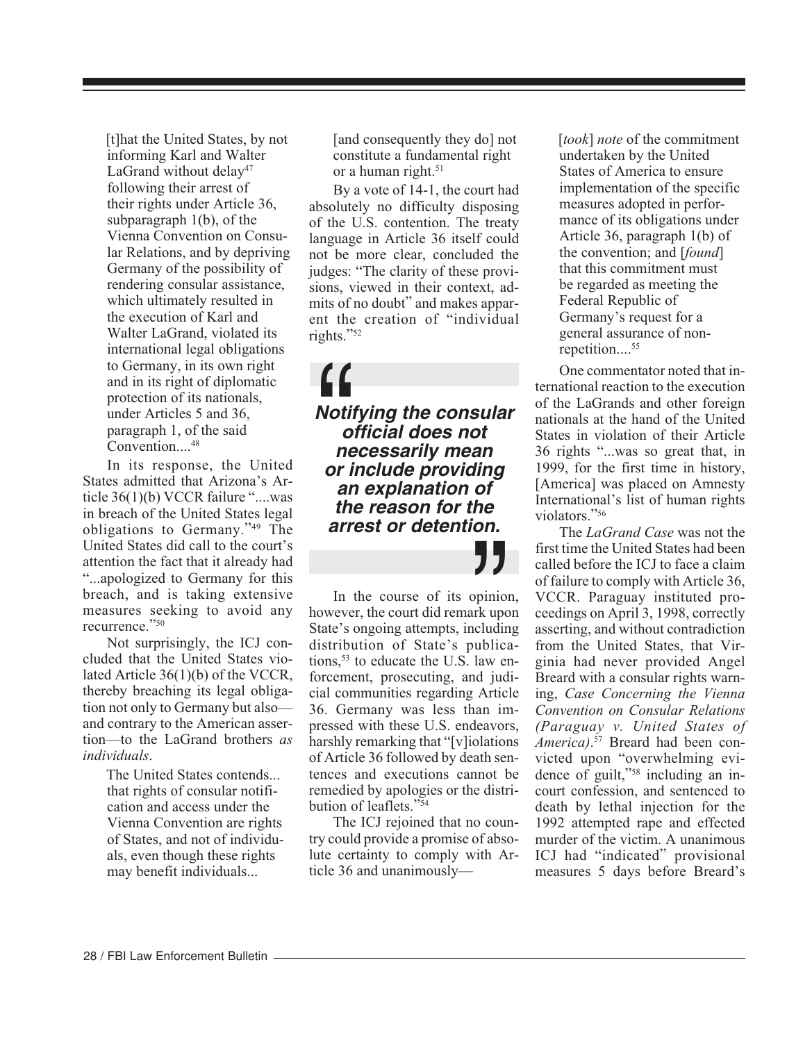> [t]hat the United States, by not informing Karl and Walter LaGrand without delay[47] following their arrest of their rights under Article 36, subparagraph 1(b), of the Vienna Convention on Consular Relations, and by depriving Germany of the possibility of rendering consular assistance, which ultimately resulted in the execution of Karl and Walter LaGrand, violated its international legal obligations to Germany, in its own right and in its right of diplomatic protection of its nationals, under Articles 5 and 36, paragraph 1, of the said Convention....[48]

In its response, the United States admitted that Arizona's Article 36(1)(b) VCCR failure "....was in breach of the United States legal obligations to Germany."[49] The United States did call to the court's attention the fact that it already had "...apologized to Germany for this breach, and is taking extensive measures seeking to avoid any recurrence."[50]

Not surprisingly, the ICJ concluded that the United States violated Article 36(1)(b) of the VCCR, thereby breaching its legal obligation not only to Germany but also—and contrary to the American assertion—to the LaGrand brothers *as individuals*.

> The United States contends... that rights of consular notification and access under the Vienna Convention are rights of States, and not of individuals, even though these rights may benefit individuals... [and consequently they do] not constitute a fundamental right or a human right.[51]

By a vote of 14-1, the court had absolutely no difficulty disposing of the U.S. contention. The treaty language in Article 36 itself could not be more clear, concluded the judges: "The clarity of these provisions, viewed in their context, admits of no doubt" and makes apparent the creation of "individual rights."[52]

> ***"Notifying the consular official does not necessarily mean or include providing an explanation of the reason for the arrest or detention."***

In the course of its opinion, however, the court did remark upon State's ongoing attempts, including distribution of State's publications,[53] to educate the U.S. law enforcement, prosecuting, and judicial communities regarding Article 36. Germany was less than impressed with these U.S. endeavors, harshly remarking that "[v]iolations of Article 36 followed by death sentences and executions cannot be remedied by apologies or the distribution of leaflets."[54]

The ICJ rejoined that no country could provide a promise of absolute certainty to comply with Article 36 and unanimously—

> [*took*] *note* of the commitment undertaken by the United States of America to ensure implementation of the specific measures adopted in performance of its obligations under Article 36, paragraph 1(b) of the convention; and [*found*] that this commitment must be regarded as meeting the Federal Republic of Germany's request for a general assurance of non-repetition....[55]

One commentator noted that international reaction to the execution of the LaGrands and other foreign nationals at the hand of the United States in violation of their Article 36 rights "...was so great that, in 1999, for the first time in history, [America] was placed on Amnesty International's list of human rights violators."[56]

The *LaGrand Case* was not the first time the United States had been called before the ICJ to face a claim of failure to comply with Article 36, VCCR. Paraguay instituted proceedings on April 3, 1998, correctly asserting, and without contradiction from the United States, that Virginia had never provided Angel Breard with a consular rights warning, *Case Concerning the Vienna Convention on Consular Relations (Paraguay v. United States of America)*.[57] Breard had been convicted upon "overwhelming evidence of guilt,"[58] including an in-court confession, and sentenced to death by lethal injection for the 1992 attempted rape and effected murder of the victim. A unanimous ICJ had "indicated" provisional measures 5 days before Breard's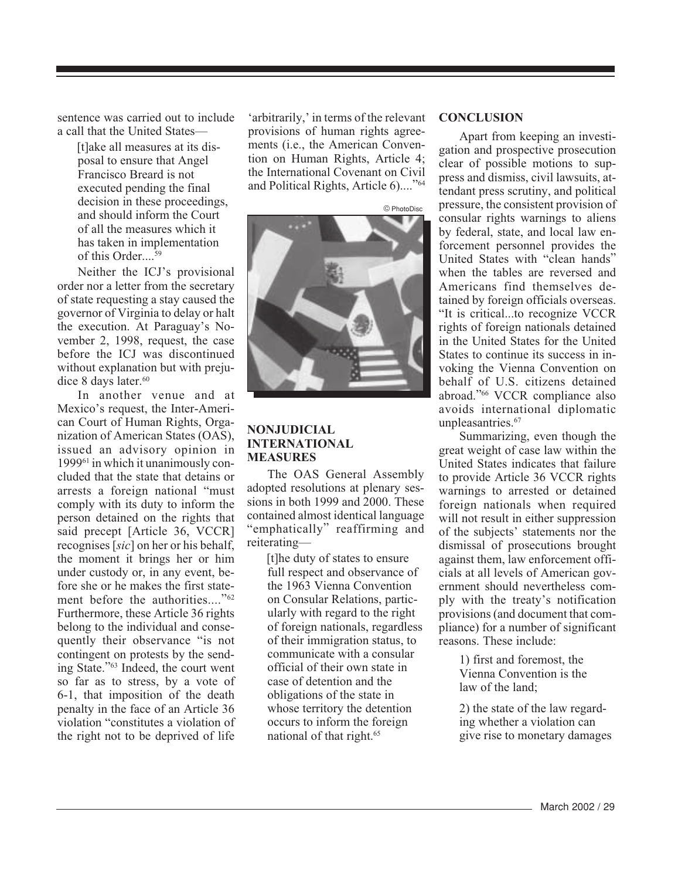sentence was carried out to include a call that the United States—

> [t]ake all measures at its disposal to ensure that Angel Francisco Breard is not executed pending the final decision in these proceedings, and should inform the Court of all the measures which it has taken in implementation of this Order....[59]

Neither the ICJ's provisional order nor a letter from the secretary of state requesting a stay caused the governor of Virginia to delay or halt the execution. At Paraguay's November 2, 1998, request, the case before the ICJ was discontinued without explanation but with prejudice 8 days later.[60]

In another venue and at Mexico's request, the Inter-American Court of Human Rights, Organization of American States (OAS), issued an advisory opinion in 1999[61] in which it unanimously concluded that the state that detains or arrests a foreign national "must comply with its duty to inform the person detained on the rights that said precept [Article 36, VCCR] recognises [*sic*] on her or his behalf, the moment it brings her or him under custody or, in any event, before she or he makes the first statement before the authorities...."[62] Furthermore, these Article 36 rights belong to the individual and consequently their observance "is not contingent on protests by the sending State."[63] Indeed, the court went so far as to stress, by a vote of 6-1, that imposition of the death penalty in the face of an Article 36 violation "constitutes a violation of the right not to be deprived of life 'arbitrarily,' in terms of the relevant provisions of human rights agreements (i.e., the American Convention on Human Rights, Article 4; the International Covenant on Civil and Political Rights, Article 6)...."[64]

© PhotoDisc

## NONJUDICIAL INTERNATIONAL MEASURES

The OAS General Assembly adopted resolutions at plenary sessions in both 1999 and 2000. These contained almost identical language "emphatically" reaffirming and reiterating—

> [t]he duty of states to ensure full respect and observance of the 1963 Vienna Convention on Consular Relations, particularly with regard to the right of foreign nationals, regardless of their immigration status, to communicate with a consular official of their own state in case of detention and the obligations of the state in whose territory the detention occurs to inform the foreign national of that right.[65]

## CONCLUSION

Apart from keeping an investigation and prospective prosecution clear of possible motions to suppress and dismiss, civil lawsuits, attendant press scrutiny, and political pressure, the consistent provision of consular rights warnings to aliens by federal, state, and local law enforcement personnel provides the United States with "clean hands" when the tables are reversed and Americans find themselves detained by foreign officials overseas. "It is critical...to recognize VCCR rights of foreign nationals detained in the United States for the United States to continue its success in invoking the Vienna Convention on behalf of U.S. citizens detained abroad."[66] VCCR compliance also avoids international diplomatic unpleasantries.[67]

Summarizing, even though the great weight of case law within the United States indicates that failure to provide Article 36 VCCR rights warnings to arrested or detained foreign nationals when required will not result in either suppression of the subjects' statements nor the dismissal of prosecutions brought against them, law enforcement officials at all levels of American government should nevertheless comply with the treaty's notification provisions (and document that compliance) for a number of significant reasons. These include:

> 1) first and foremost, the Vienna Convention is the law of the land;
>
> 2) the state of the law regarding whether a violation can give rise to monetary damages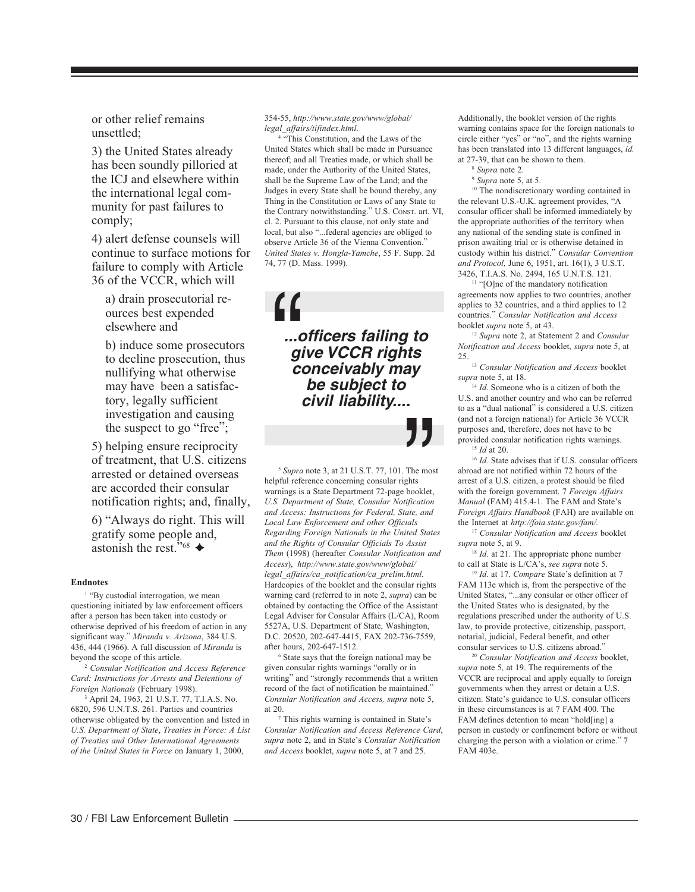or other relief remains unsettled;

3) the United States already has been soundly pilloried at the ICJ and elsewhere within the international legal community for past failures to comply;

4) alert defense counsels will continue to surface motions for failure to comply with Article 36 of the VCCR, which will

a) drain prosecutorial reources best expended elsewhere and

b) induce some prosecutors to decline prosecution, thus nullifying what otherwise may have been a satisfactory, legally sufficient investigation and causing the suspect to go "free";

5) helping ensure reciprocity of treatment, that U.S. citizens arrested or detained overseas are accorded their consular notification rights; and, finally,

6) "Always do right. This will gratify some people and, astonish the rest."[68] ✦

> ***...officers failing to give VCCR rights conceivably may be subject to civil liability....***

**Endnotes**

[1] "By custodial interrogation, we mean questioning initiated by law enforcement officers after a person has been taken into custody or otherwise deprived of his freedom of action in any significant way." *Miranda v. Arizona*, 384 U.S. 436, 444 (1966). A full discussion of *Miranda* is beyond the scope of this article.

[2] *Consular Notification and Access Reference Card: Instructions for Arrests and Detentions of Foreign Nationals* (February 1998).

[3] April 24, 1963, 21 U.S.T. 77, T.I.A.S. No. 6820, 596 U.N.T.S. 261. Parties and countries otherwise obligated by the convention and listed in *U.S. Department of State*, *Treaties in Force: A List of Treaties and Other International Agreements of the United States in Force* on January 1, 2000, 354-55, *http://www.state.gov/www/global/legal_affairs/tifindex.html.*

[4] "This Constitution, and the Laws of the United States which shall be made in Pursuance thereof; and all Treaties made, or which shall be made, under the Authority of the United States, shall be the Supreme Law of the Land; and the Judges in every State shall be bound thereby, any Thing in the Constitution or Laws of any State to the Contrary notwithstanding." U.S. Const. art. VI, cl. 2. Pursuant to this clause, not only state and local, but also "...federal agencies are obliged to observe Article 36 of the Vienna Convention." *United States v. Hongla-Yamche*, 55 F. Supp. 2d 74, 77 (D. Mass. 1999).

[5] *Supra* note 3, at 21 U.S.T. 77, 101. The most helpful reference concerning consular rights warnings is a State Department 72-page booklet, *U.S. Department of State, Consular Notification and Access: Instructions for Federal, State, and Local Law Enforcement and other Officials Regarding Foreign Nationals in the United States and the Rights of Consular Officials To Assist Them* (1998) (hereafter *Consular Notification and Access*), *http://www.state.gov/www/global/legal_affairs/ca_notification/ca_prelim.html.* Hardcopies of the booklet and the consular rights warning card (referred to in note 2, *supra*) can be obtained by contacting the Office of the Assistant Legal Adviser for Consular Affairs (L/CA), Room 5527A, U.S. Department of State, Washington, D.C. 20520, 202-647-4415, FAX 202-736-7559, after hours, 202-647-1512.

[6] State says that the foreign national may be given consular rights warnings "orally or in writing" and "strongly recommends that a written record of the fact of notification be maintained." *Consular Notification and Access, supra* note 5, at 20.

[7] This rights warning is contained in State's *Consular Notification and Access Reference Card*, *supra* note 2, and in State's *Consular Notification and Access* booklet, *supra* note 5, at 7 and 25. Additionally, the booklet version of the rights warning contains space for the foreign nationals to circle either "yes" or "no", and the rights warning has been translated into 13 different languages, *id.* at 27-39, that can be shown to them.

[8] *Supra* note 2.

[9] *Supra* note 5, at 5.

[10] The nondiscretionary wording contained in the relevant U.S.-U.K. agreement provides, "A consular officer shall be informed immediately by the appropriate authorities of the territory when any national of the sending state is confined in prison awaiting trial or is otherwise detained in custody within his district." *Consular Convention and Protocol,* June 6, 1951, art. 16(1), 3 U.S.T. 3426, T.I.A.S. No. 2494, 165 U.N.T.S. 121.

[11] "[O]ne of the mandatory notification agreements now applies to two countries, another applies to 32 countries, and a third applies to 12 countries." *Consular Notification and Access* booklet *supra* note 5, at 43.

[12] *Supra* note 2, at Statement 2 and *Consular Notification and Access* booklet, *supra* note 5, at 25.

[13] *Consular Notification and Access* booklet *supra* note 5, at 18.

[14] *Id.* Someone who is a citizen of both the U.S. and another country and who can be referred to as a "dual national" is considered a U.S. citizen (and not a foreign national) for Article 36 VCCR purposes and, therefore, does not have to be provided consular notification rights warnings.

[15] *Id* at 20.

[16] *Id.* State advises that if U.S. consular officers abroad are not notified within 72 hours of the arrest of a U.S. citizen, a protest should be filed with the foreign government. 7 *Foreign Affairs Manual* (FAM) 415.4-1. The FAM and State's *Foreign Affairs Handbook* (FAH) are available on the Internet at *http://foia.state.gov/fam/.*

[17] *Consular Notification and Access* booklet *supra* note 5, at 9.

[18] *Id.* at 21. The appropriate phone number to call at State is L/CA's, *see supra* note 5.

[19] *Id.* at 17. *Compare* State's definition at 7 FAM 113e which is, from the perspective of the United States, "...any consular or other officer of the United States who is designated, by the regulations prescribed under the authority of U.S. law, to provide protective, citizenship, passport, notarial, judicial, Federal benefit, and other consular services to U.S. citizens abroad."

[20] *Consular Notification and Access* booklet, *supra* note 5*,* at 19. The requirements of the VCCR are reciprocal and apply equally to foreign governments when they arrest or detain a U.S. citizen. State's guidance to U.S. consular officers in these circumstances is at 7 FAM 400. The FAM defines detention to mean "hold[ing] a person in custody or confinement before or without charging the person with a violation or crime." 7 FAM 403e.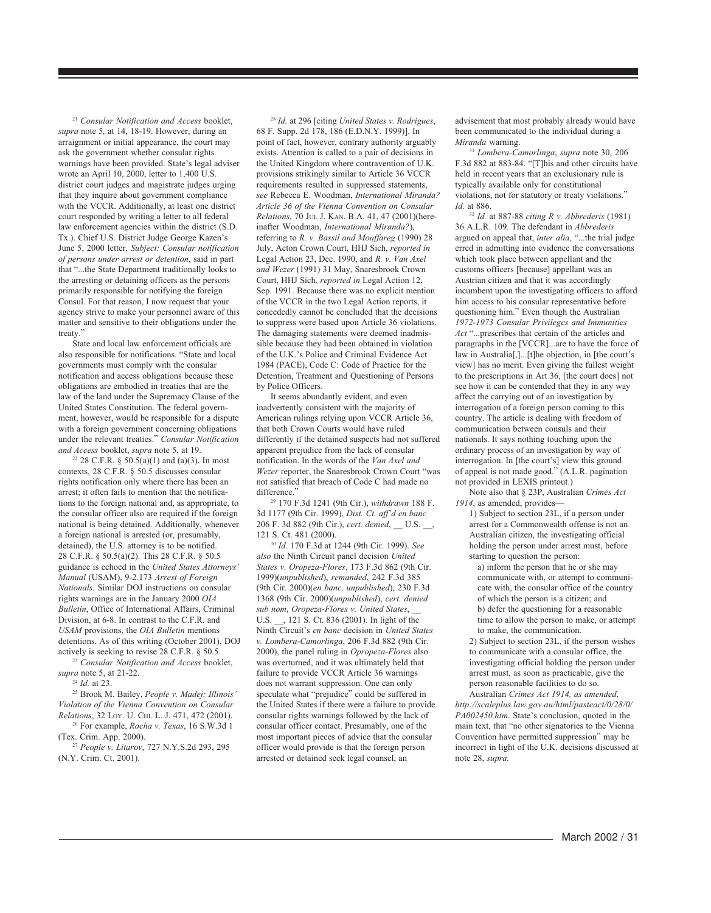[21] *Consular Notification and Access* booklet, *supra* note 5*,* at 14, 18-19. However, during an arraignment or initial appearance, the court may ask the government whether consular rights warnings have been provided. State's legal adviser wrote an April 10, 2000, letter to 1,400 U.S. district court judges and magistrate judges urging that they inquire about government compliance with the VCCR. Additionally, at least one district court responded by writing a letter to all federal law enforcement agencies within the district (S.D. Tx.). Chief U.S. District Judge George Kazen's June 5, 2000 letter, *Subject: Consular notification of persons under arrest or detention*, said in part that "...the State Department traditionally looks to the arresting or detaining officers as the persons primarily responsible for notifying the foreign Consul. For that reason, I now request that your agency strive to make your personnel aware of this matter and sensitive to their obligations under the treaty."

State and local law enforcement officials are also responsible for notifications. "State and local governments must comply with the consular notification and access obligations because these obligations are embodied in treaties that are the law of the land under the Supremacy Clause of the United States Constitution. The federal government, however, would be responsible for a dispute with a foreign government concerning obligations under the relevant treaties." *Consular Notification and Access* booklet, *supra* note 5, at 19.

[22] 28 C.F.R. § 50.5(a)(1) and (a)(3). In most contexts, 28 C.F.R. § 50.5 discusses consular rights notification only where there has been an arrest; it often fails to mention that the notifications to the foreign national and, as appropriate, to the consular officer also are required if the foreign national is being detained. Additionally, whenever a foreign national is arrested (or, presumably, detained), the U.S. attorney is to be notified. 28 C.F.R. § 50.5(a)(2). This 28 C.F.R. § 50.5 guidance is echoed in the *United States Attorneys' Manual* (USAM), 9-2.173 *Arrest of Foreign Nationals.* Similar DOJ instructions on consular rights warnings are in the January 2000 *OIA Bulletin*, Office of International Affairs, Criminal Division, at 6-8. In contrast to the C.F.R. and *USAM* provisions, the *OIA Bulletin* mentions detentions. As of this writing (October 2001), DOJ actively is seeking to revise 28 C.F.R. § 50.5.

[23] *Consular Notification and Access* booklet, *supra* note 5, at 21-22.

[24] *Id.* at 23.

[25] Brook M. Bailey, *People v. Madej: Illinois' Violation of the Vienna Convention on Consular Relations*, 32 Loy. U. Chi. L. J. 471, 472 (2001).

[26] For example, *Rocha v. Texas*, 16 S.W.3d 1 (Tex. Crim. App. 2000).

[27] *People v. Litarov*, 727 N.Y.S.2d 293, 295 (N.Y. Crim. Ct. 2001).

[28] *Id.* at 296 [citing *United States v. Rodrigues*, 68 F. Supp. 2d 178, 186 (E.D.N.Y. 1999)]. In point of fact, however, contrary authority arguably exists. Attention is called to a pair of decisions in the United Kingdom where contravention of U.K. provisions strikingly similar to Article 36 VCCR requirements resulted in suppressed statements, *see* Rebecca E. Woodman, *International Miranda? Article 36 of the Vienna Convention on Consular Relations*, 70 Jul J. Kan. B.A. 41, 47 (2001)(hereinafter Woodman, *International Miranda?*), referring to *R. v. Bassil and Mouffareg* (1990) 28 July, Acton Crown Court, HHJ Sich, *reported in* Legal Action 23, Dec. 1990, and *R. v. Van Axel and Wezer* (1991) 31 May, Snaresbrook Crown Court, HHJ Sich, *reported in* Legal Action 12, Sep. 1991. Because there was no explicit mention of the VCCR in the two Legal Action reports, it concededly cannot be concluded that the decisions to suppress were based upon Article 36 violations. The damaging statements were deemed inadmissible because they had been obtained in violation of the U.K.'s Police and Criminal Evidence Act 1984 (PACE), Code C: Code of Practice for the Detention, Treatment and Questioning of Persons by Police Officers.

It seems abundantly evident, and even inadvertently consistent with the majority of American rulings relying upon VCCR Article 36, that both Crown Courts would have ruled differently if the detained suspects had not suffered apparent prejudice from the lack of consular notification. In the words of the *Van Axel and Wezer* reporter, the Snaresbrook Crown Court "was not satisfied that breach of Code C had made no difference."

[29] 170 F.3d 1241 (9th Cir.), *withdrawn* 188 F. 3d 1177 (9th Cir. 1999), *Dist. Ct. aff'd en banc* 206 F. 3d 882 (9th Cir.), *cert. denied*, __ U.S. __, 121 S. Ct. 481 (2000).

[30] *Id.* 170 F.3d at 1244 (9th Cir. 1999). *See also* the Ninth Circuit panel decision *United States v. Oropeza-Flores*, 173 F.3d 862 (9th Cir. 1999)(*unpublished*), *remanded*, 242 F.3d 385 (9th Cir. 2000)(*en banc, unpublished*), 230 F.3d 1368 (9th Cir. 2000)(*unpublished*), *cert. denied sub nom*, *Oropeza-Flores v. United States*, __ U.S. __, 121 S. Ct. 836 (2001). In light of the Ninth Circuit's *en banc* decision in *United States v. Lombera-Camorlinga*, 206 F.3d 882 (9th Cir. 2000), the panel ruling in *Opropeza-Flores* also was overturned, and it was ultimately held that failure to provide VCCR Article 36 warnings does not warrant suppression. One can only speculate what "prejudice" could be suffered in the United States if there were a failure to provide consular rights warnings followed by the lack of consular officer contact. Presumably, one of the most important pieces of advice that the consular officer would provide is that the foreign person arrested or detained seek legal counsel, an advisement that most probably already would have been communicated to the individual during a *Miranda* warning.

[31] *Lombera-Camorlinga*, *supra* note 30, 206 F.3d 882 at 883-84. "[T]his and other circuits have held in recent years that an exclusionary rule is typically available only for constitutional violations, not for statutory or treaty violations." *Id.* at 886.

[32] *Id.* at 887-88 *citing R v. Abbrederis* (1981) 36 A.L.R. 109. The defendant in *Abbrederis* argued on appeal that, *inter alia*, "...the trial judge erred in admitting into evidence the conversations which took place between appellant and the customs officers [because] appellant was an Austrian citizen and that it was accordingly incumbent upon the investigating officers to afford him access to his consular representative before questioning him." Even though the Australian *1972-1973 Consular Privileges and Immunities Act* "...prescribes that certain of the articles and paragraphs in the [VCCR]...are to have the force of law in Australia[,]...[t]he objection, in [the court's view] has no merit. Even giving the fullest weight to the prescriptions in Art 36, [the court does] not see how it can be contended that they in any way affect the carrying out of an investigation by interrogation of a foreign person coming to this country. The article is dealing with freedom of communication between consuls and their nationals. It says nothing touching upon the ordinary process of an investigation by way of interrogation. In [the court's] view this ground of appeal is not made good." (A.L.R. pagination not provided in LEXIS printout.)

Note also that § 23P, Australian *Crimes Act 1914*, as amended, provides—

> 1) Subject to section 23L, if a person under arrest for a Commonwealth offense is not an Australian citizen, the investigating official holding the person under arrest must, before starting to question the person:
>
> > a) inform the person that he or she may communicate with, or attempt to communicate with, the consular office of the country of which the person is a citizen; and
> >
> > b) defer the questioning for a reasonable time to allow the person to make, or attempt to make, the communication.
>
> 2) Subject to section 23L, if the person wishes to communicate with a consular office, the investigating official holding the person under arrest must, as soon as practicable, give the person reasonable facilities to do so.

Australian *Crimes Act 1914, as amended*, *http://scaleplus.law.gov.au/html/pasteact/0/28/0/PA002450.htm*. State's conclusion, quoted in the main text, that "no other signatories to the Vienna Convention have permitted suppression" may be incorrect in light of the U.K. decisions discussed at note 28, *supra.*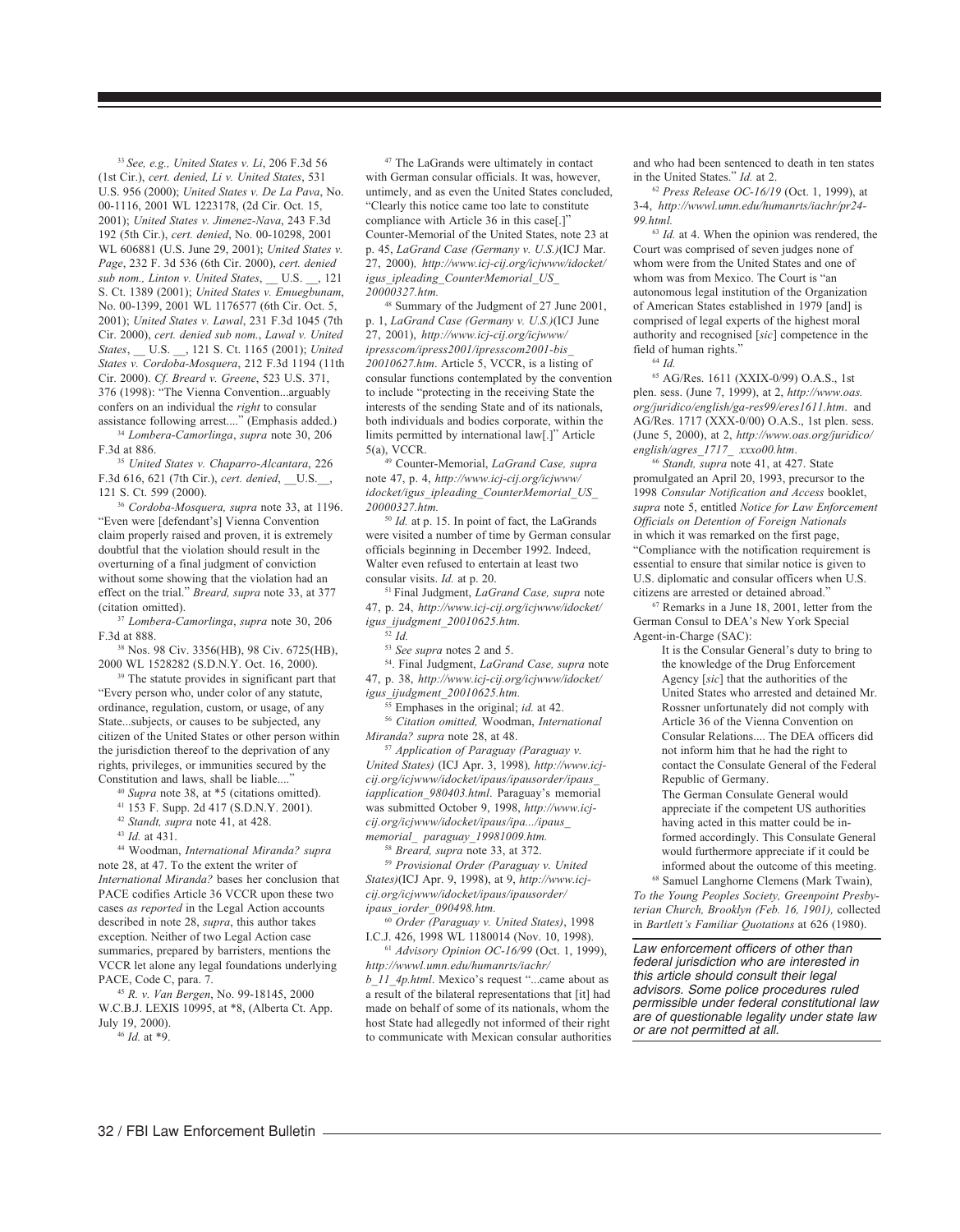[33] *See, e.g., United States v. Li*, 206 F.3d 56 (1st Cir.), *cert. denied, Li v. United States*, 531 U.S. 956 (2000); *United States v. De La Pava*, No. 00-1116, 2001 WL 1223178, (2d Cir. Oct. 15, 2001); *United States v. Jimenez-Nava*, 243 F.3d 192 (5th Cir.), *cert. denied*, No. 00-10298, 2001 WL 606881 (U.S. June 29, 2001); *United States v. Page*, 232 F. 3d 536 (6th Cir. 2000), *cert. denied sub nom., Linton v. United States*, __ U.S. __, 121 S. Ct. 1389 (2001); *United States v. Emuegbunam*, No. 00-1399, 2001 WL 1176577 (6th Cir. Oct. 5, 2001); *United States v. Lawal*, 231 F.3d 1045 (7th Cir. 2000), *cert. denied sub nom., Lawal v. United States*, __ U.S. __, 121 S. Ct. 1165 (2001); *United States v. Cordoba-Mosquera*, 212 F.3d 1194 (11th Cir. 2000). *Cf. Breard v. Greene*, 523 U.S. 371, 376 (1998): "The Vienna Convention...arguably confers on an individual the *right* to consular assistance following arrest...." (Emphasis added.)

[34] *Lombera-Camorlinga*, *supra* note 30, 206 F.3d at 886.

[35] *United States v. Chaparro-Alcantara*, 226 F.3d 616, 621 (7th Cir.), *cert. denied*, __U.S.__, 121 S. Ct. 599 (2000).

[36] *Cordoba-Mosquera, supra* note 33, at 1196. "Even were [defendant's] Vienna Convention claim properly raised and proven, it is extremely doubtful that the violation should result in the overturning of a final judgment of conviction without some showing that the violation had an effect on the trial." *Breard, supra* note 33, at 377 (citation omitted).

[37] *Lombera-Camorlinga*, *supra* note 30, 206 F.3d at 888.

[38] Nos. 98 Civ. 3356(HB), 98 Civ. 6725(HB), 2000 WL 1528282 (S.D.N.Y. Oct. 16, 2000).

[39] The statute provides in significant part that "Every person who, under color of any statute, ordinance, regulation, custom, or usage, of any State...subjects, or causes to be subjected, any citizen of the United States or other person within the jurisdiction thereof to the deprivation of any rights, privileges, or immunities secured by the Constitution and laws, shall be liable...."

[40] *Supra* note 38, at *5 (citations omitted).

[41] 153 F. Supp. 2d 417 (S.D.N.Y. 2001).

[42] *Standt, supra* note 41, at 428.

[43] *Id.* at 431.

[44] Woodman, *International Miranda? supra* note 28, at 47. To the extent the writer of *International Miranda?* bases her conclusion that PACE codifies Article 36 VCCR upon these two cases *as reported* in the Legal Action accounts described in note 28, *supra*, this author takes exception. Neither of two Legal Action case summaries, prepared by barristers, mentions the VCCR let alone any legal foundations underlying PACE, Code C, para. 7.

[45] *R. v. Van Bergen*, No. 99-18145, 2000 W.C.B.J. LEXIS 10995, at *8, (Alberta Ct. App. July 19, 2000).

[46] *Id.* at *9.

[47] The LaGrands were ultimately in contact with German consular officials. It was, however, untimely, and as even the United States concluded, "Clearly this notice came too late to constitute compliance with Article 36 in this case[.]" Counter-Memorial of the United States, note 23 at p. 45, *LaGrand Case (Germany v. U.S.)*(ICJ Mar. 27, 2000)*, http://www.icj-cij.org/icjwww/idocket/igus_ipleading_CounterMemorial_US_20000327.htm.*

[48] Summary of the Judgment of 27 June 2001, p. 1, *LaGrand Case (Germany v. U.S.)*(ICJ June 27, 2001), *http://www.icj-cij.org/icjwww/ipresscom/ipress2001/ipresscom2001-bis_20010627.htm*. Article 5, VCCR, is a listing of consular functions contemplated by the convention to include "protecting in the receiving State the interests of the sending State and of its nationals, both individuals and bodies corporate, within the limits permitted by international law[.]" Article 5(a), VCCR.

[49] Counter-Memorial, *LaGrand Case, supra* note 47, p. 4, *http://www.icj-cij.org/icjwww/idocket/igus_ipleading_CounterMemorial_US_20000327.htm.*

[50] *Id.* at p. 15. In point of fact, the LaGrands were visited a number of time by German consular officials beginning in December 1992. Indeed, Walter even refused to entertain at least two consular visits. *Id.* at p. 20.

[51] Final Judgment, *LaGrand Case, supra* note 47, p. 24, *http://www.icj-cij.org/icjwww/idocket/igus_ijudgment_20010625.htm.*

[52] *Id.*

[53] *See supra* notes 2 and 5.

[54]. Final Judgment, *LaGrand Case, supra* note 47, p. 38, *http://www.icj-cij.org/icjwww/idocket/igus_ijudgment_20010625.htm.*

[55] Emphases in the original; *id.* at 42.

[56] *Citation omitted,* Woodman, *International Miranda? supra* note 28, at 48.

[57] *Application of Paraguay (Paraguay v. United States)* (ICJ Apr. 3, 1998)*, http://www.icj-cij.org/icjwww/idocket/ipaus/ipausorder/ipaus_iapplication_980403.html*. Paraguay's memorial was submitted October 9, 1998, *http://www.icj-cij.org/icjwww/idocket/ipaus/ipa.../ipaus_memorial_ paraguay_19981009.htm.*

[58] *Breard, supra* note 33, at 372.

[59] *Provisional Order (Paraguay v. United States)*(ICJ Apr. 9, 1998), at 9, *http://www.icj-cij.org/icjwww/idocket/ipaus/ipausorder/ipaus_iorder_090498.htm.*

[60] *Order (Paraguay v. United States)*, 1998 I.C.J. 426, 1998 WL 1180014 (Nov. 10, 1998).

[61] *Advisory Opinion OC-16/99* (Oct. 1, 1999), *http://wwwl.umn.edu/humanrts/iachr/b_11_4p.html*. Mexico's request "...came about as a result of the bilateral representations that [it] had made on behalf of some of its nationals, whom the host State had allegedly not informed of their right to communicate with Mexican consular authorities and who had been sentenced to death in ten states in the United States." *Id.* at 2.

[62] *Press Release OC-16/19* (Oct. 1, 1999), at 3-4, *http://wwwl.umn.edu/humanrts/iachr/pr24-99.html.*

[63] *Id.* at 4. When the opinion was rendered, the Court was comprised of seven judges none of whom were from the United States and one of whom was from Mexico. The Court is "an autonomous legal institution of the Organization of American States established in 1979 [and] is comprised of legal experts of the highest moral authority and recognised [*sic*] competence in the field of human rights."

[64] *Id.*

[65] AG/Res. 1611 (XXIX-0/99) O.A.S., 1st plen. sess. (June 7, 1999), at 2, *http://www.oas.org/juridico/english/ga-res99/eres1611.htm*. and AG/Res. 1717 (XXX-0/00) O.A.S., 1st plen. sess. (June 5, 2000), at 2, *http://www.oas.org/juridico/english/agres_1717_ xxxo00.htm*.

[66] *Standt, supra* note 41, at 427. State promulgated an April 20, 1993, precursor to the 1998 *Consular Notification and Access* booklet, *supra* note 5, entitled *Notice for Law Enforcement Officials on Detention of Foreign Nationals* in which it was remarked on the first page, "Compliance with the notification requirement is essential to ensure that similar notice is given to U.S. diplomatic and consular officers when U.S. citizens are arrested or detained abroad."

[67] Remarks in a June 18, 2001, letter from the German Consul to DEA's New York Special Agent-in-Charge (SAC):

> It is the Consular General's duty to bring to the knowledge of the Drug Enforcement Agency [*sic*] that the authorities of the United States who arrested and detained Mr. Rossner unfortunately did not comply with Article 36 of the Vienna Convention on Consular Relations.... The DEA officers did not inform him that he had the right to contact the Consulate General of the Federal Republic of Germany.
>
> The German Consulate General would appreciate if the competent US authorities having acted in this matter could be informed accordingly. This Consulate General would furthermore appreciate if it could be informed about the outcome of this meeting.

[68] Samuel Langhorne Clemens (Mark Twain), *To the Young Peoples Society, Greenpoint Presbyterian Church, Brooklyn (Feb. 16, 1901),* collected in *Bartlett's Familiar Quotations* at 626 (1980).

*Law enforcement officers of other than federal jurisdiction who are interested in this article should consult their legal advisors. Some police procedures ruled permissible under federal constitutional law are of questionable legality under state law or are not permitted at all.*